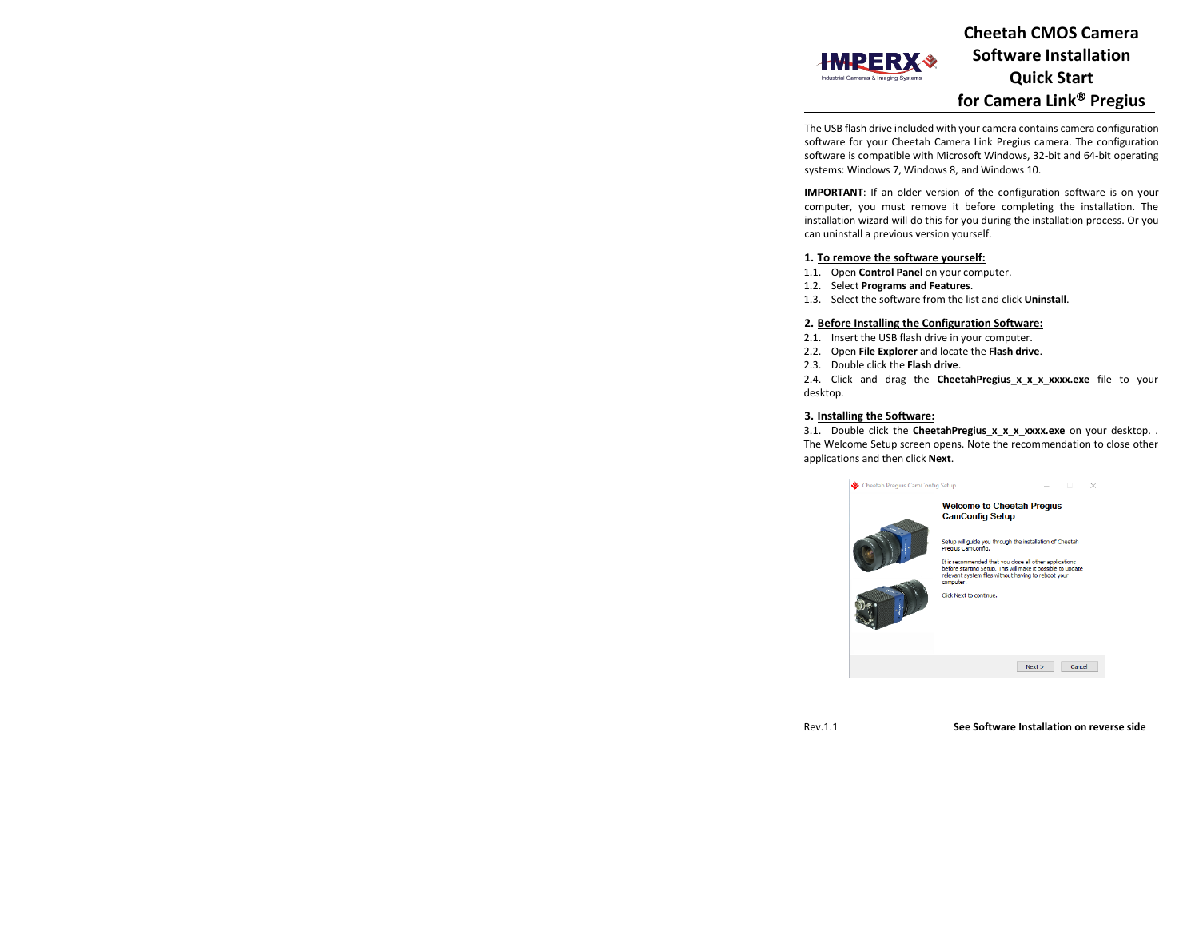# Cheetah CMOS Camera Software Installation Quick Start for Camera Link® Pregius

The USB flash drive included with your camera contains camera configuration software for your Cheetah Camera Link Pregius camera. The configuration software is compatible with Microsoft Windows, 32-bit and 64-bit operating systems: Windows 7, Windows 8, and Windows 10.

**IMPORTANT**: If an older version of the configuration software is on your computer, you must remove it before completing the installation. The installation wizard will do this for you during the installation process. Or you can uninstall a previous version yourself.

## 1. To remove the software yourself:

1.1. Open **Control Panel** on your computer.
1.2. Select **Programs and Features**.
1.3. Select the software from the list and click **Uninstall**.

## 2. Before Installing the Configuration Software:

2.1. Insert the USB flash drive in your computer.
2.2. Open **File Explorer** and locate the **Flash drive**.
2.3. Double click the **Flash drive**.
2.4. Click and drag the **CheetahPregius_x_x_x_xxxx.exe** file to your desktop.

## 3. Installing the Software:

3.1. Double click the **CheetahPregius_x_x_x_xxxx.exe** on your desktop. . The Welcome Setup screen opens. Note the recommendation to close other applications and then click **Next**.

Rev.1.1

**See Software Installation on reverse side**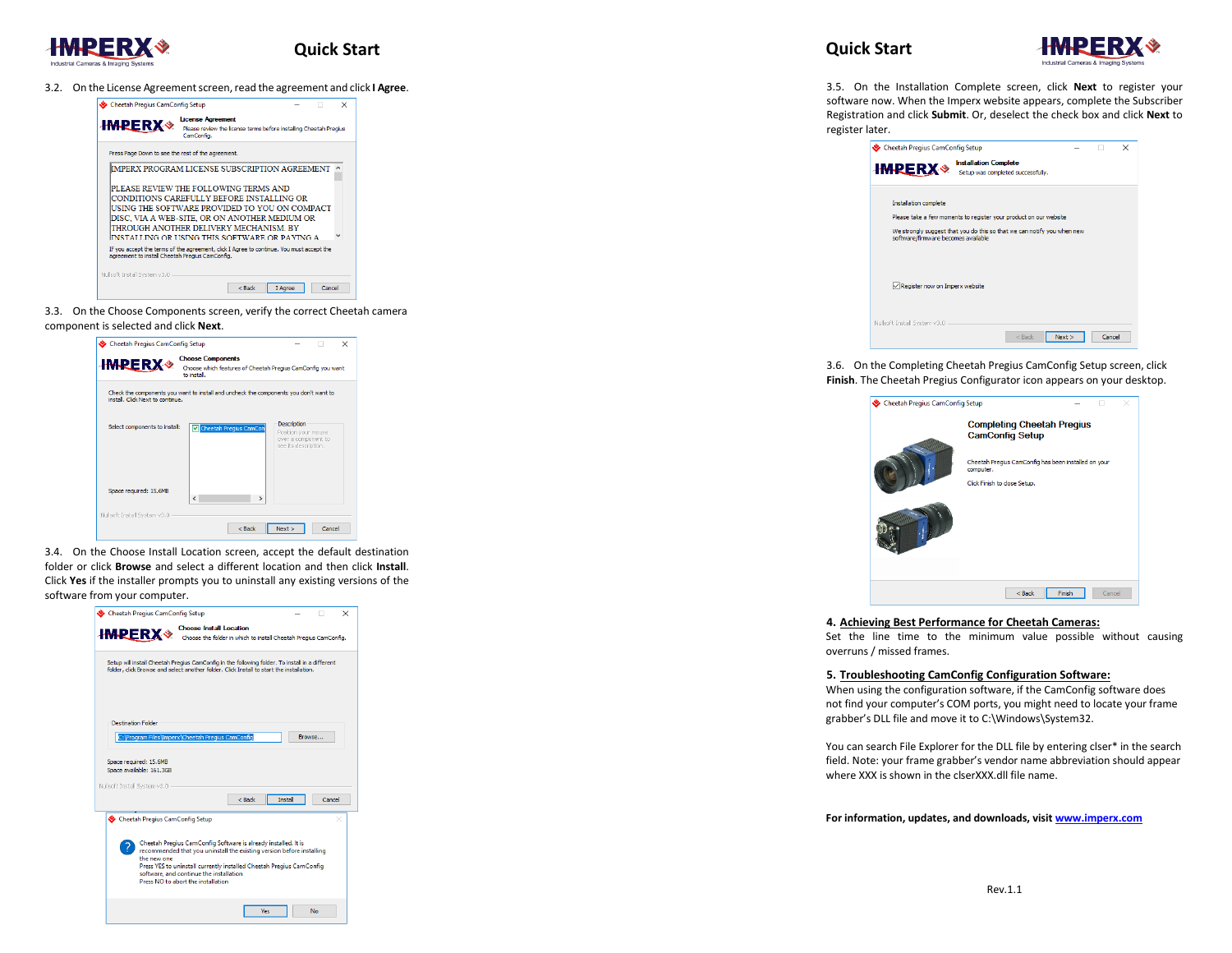3.2. On the License Agreement screen, read the agreement and click **I Agree**.

3.3. On the Choose Components screen, verify the correct Cheetah camera component is selected and click **Next**.

3.4. On the Choose Install Location screen, accept the default destination folder or click **Browse** and select a different location and then click **Install**. Click **Yes** if the installer prompts you to uninstall any existing versions of the software from your computer.

3.5. On the Installation Complete screen, click **Next** to register your software now. When the Imperx website appears, complete the Subscriber Registration and click **Submit**. Or, deselect the check box and click **Next** to register later.

3.6. On the Completing Cheetah Pregius CamConfig Setup screen, click **Finish**. The Cheetah Pregius Configurator icon appears on your desktop.

## 4. Achieving Best Performance for Cheetah Cameras:

Set the line time to the minimum value possible without causing overruns / missed frames.

## 5. Troubleshooting CamConfig Configuration Software:

When using the configuration software, if the CamConfig software does not find your computer's COM ports, you might need to locate your frame grabber's DLL file and move it to C:\Windows\System32.

You can search File Explorer for the DLL file by entering clser* in the search field. Note: your frame grabber's vendor name abbreviation should appear where XXX is shown in the clserXXX.dll file name.

**For information, updates, and downloads, visit [www.imperx.com](http://www.imperx.com)**

Rev.1.1